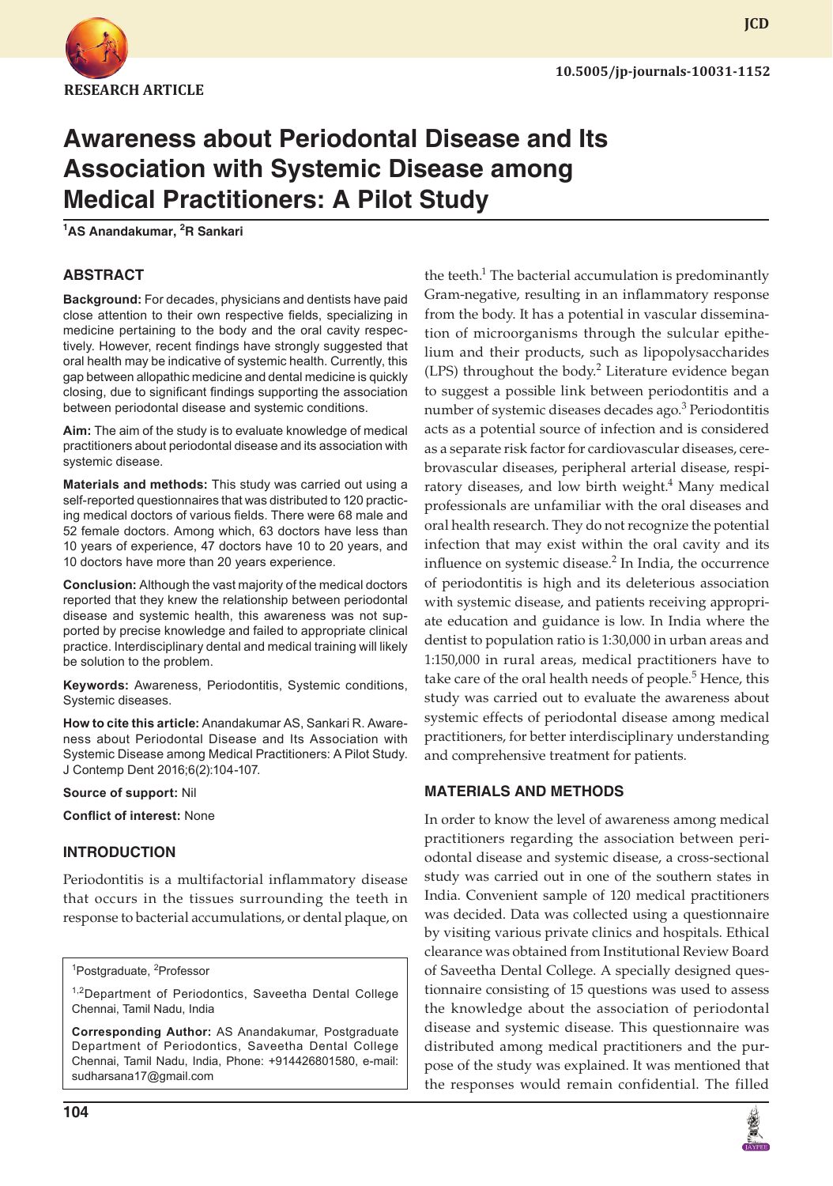RESEARCH ARTICLE

# Awareness about Periodontal Disease and Its Association with Systemic Disease among Medical Practitioners: A Pilot Study

[1]AS Anandakumar, [2]R Sankari

## ABSTRACT

**Background:** For decades, physicians and dentists have paid close attention to their own respective fields, specializing in medicine pertaining to the body and the oral cavity respectively. However, recent findings have strongly suggested that oral health may be indicative of systemic health. Currently, this gap between allopathic medicine and dental medicine is quickly closing, due to significant findings supporting the association between periodontal disease and systemic conditions.

**Aim:** The aim of the study is to evaluate knowledge of medical practitioners about periodontal disease and its association with systemic disease.

**Materials and methods:** This study was carried out using a self-reported questionnaires that was distributed to 120 practicing medical doctors of various fields. There were 68 male and 52 female doctors. Among which, 63 doctors have less than 10 years of experience, 47 doctors have 10 to 20 years, and 10 doctors have more than 20 years experience.

**Conclusion:** Although the vast majority of the medical doctors reported that they knew the relationship between periodontal disease and systemic health, this awareness was not supported by precise knowledge and failed to appropriate clinical practice. Interdisciplinary dental and medical training will likely be solution to the problem.

**Keywords:** Awareness, Periodontitis, Systemic conditions, Systemic diseases.

**How to cite this article:** Anandakumar AS, Sankari R. Awareness about Periodontal Disease and Its Association with Systemic Disease among Medical Practitioners: A Pilot Study. J Contemp Dent 2016;6(2):104-107.

**Source of support:** Nil

**Conflict of interest:** None

## INTRODUCTION

Periodontitis is a multifactorial inflammatory disease that occurs in the tissues surrounding the teeth in response to bacterial accumulations, or dental plaque, on the teeth.[1] The bacterial accumulation is predominantly Gram-negative, resulting in an inflammatory response from the body. It has a potential in vascular dissemination of microorganisms through the sulcular epithelium and their products, such as lipopolysaccharides (LPS) throughout the body.[2] Literature evidence began to suggest a possible link between periodontitis and a number of systemic diseases decades ago.[3] Periodontitis acts as a potential source of infection and is considered as a separate risk factor for cardiovascular diseases, cerebrovascular diseases, peripheral arterial disease, respiratory diseases, and low birth weight.[4] Many medical professionals are unfamiliar with the oral diseases and oral health research. They do not recognize the potential infection that may exist within the oral cavity and its influence on systemic disease.[2] In India, the occurrence of periodontitis is high and its deleterious association with systemic disease, and patients receiving appropriate education and guidance is low. In India where the dentist to population ratio is 1:30,000 in urban areas and 1:150,000 in rural areas, medical practitioners have to take care of the oral health needs of people.[5] Hence, this study was carried out to evaluate the awareness about systemic effects of periodontal disease among medical practitioners, for better interdisciplinary understanding and comprehensive treatment for patients.

## MATERIALS AND METHODS

In order to know the level of awareness among medical practitioners regarding the association between periodontal disease and systemic disease, a cross-sectional study was carried out in one of the southern states in India. Convenient sample of 120 medical practitioners was decided. Data was collected using a questionnaire by visiting various private clinics and hospitals. Ethical clearance was obtained from Institutional Review Board of Saveetha Dental College. A specially designed questionnaire consisting of 15 questions was used to assess the knowledge about the association of periodontal disease and systemic disease. This questionnaire was distributed among medical practitioners and the purpose of the study was explained. It was mentioned that the responses would remain confidential. The filled

[1]Postgraduate, [2]Professor

[1,2]Department of Periodontics, Saveetha Dental College Chennai, Tamil Nadu, India

**Corresponding Author:** AS Anandakumar, Postgraduate Department of Periodontics, Saveetha Dental College Chennai, Tamil Nadu, India, Phone: +914426801580, e-mail: sudharsana17@gmail.com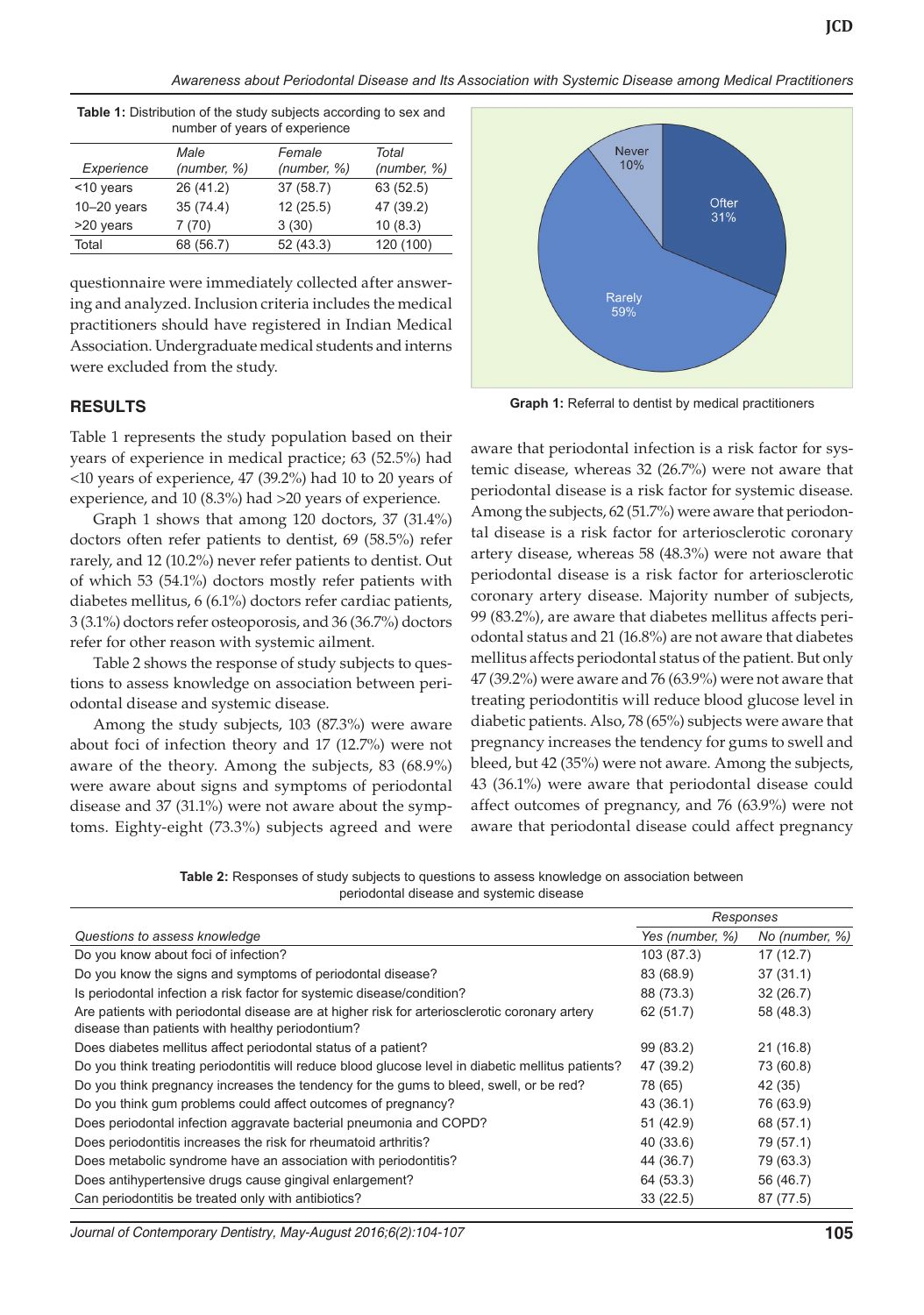**Table 1:** Distribution of the study subjects according to sex and number of years of experience

| Experience | Male (number, %) | Female (number, %) | Total (number, %) |
|---|---|---|---|
| <10 years | 26 (41.2) | 37 (58.7) | 63 (52.5) |
| 10–20 years | 35 (74.4) | 12 (25.5) | 47 (39.2) |
| >20 years | 7 (70) | 3 (30) | 10 (8.3) |
| Total | 68 (56.7) | 52 (43.3) | 120 (100) |

questionnaire were immediately collected after answering and analyzed. Inclusion criteria includes the medical practitioners should have registered in Indian Medical Association. Undergraduate medical students and interns were excluded from the study.

## RESULTS

Table 1 represents the study population based on their years of experience in medical practice; 63 (52.5%) had <10 years of experience, 47 (39.2%) had 10 to 20 years of experience, and 10 (8.3%) had >20 years of experience.

Graph 1 shows that among 120 doctors, 37 (31.4%) doctors often refer patients to dentist, 69 (58.5%) refer rarely, and 12 (10.2%) never refer patients to dentist. Out of which 53 (54.1%) doctors mostly refer patients with diabetes mellitus, 6 (6.1%) doctors refer cardiac patients, 3 (3.1%) doctors refer osteoporosis, and 36 (36.7%) doctors refer for other reason with systemic ailment.

Table 2 shows the response of study subjects to questions to assess knowledge on association between periodontal disease and systemic disease.

Among the study subjects, 103 (87.3%) were aware about foci of infection theory and 17 (12.7%) were not aware of the theory. Among the subjects, 83 (68.9%) were aware about signs and symptoms of periodontal disease and 37 (31.1%) were not aware about the symptoms. Eighty-eight (73.3%) subjects agreed and were aware that periodontal infection is a risk factor for systemic disease, whereas 32 (26.7%) were not aware that periodontal disease is a risk factor for systemic disease. Among the subjects, 62 (51.7%) were aware that periodontal disease is a risk factor for arteriosclerotic coronary artery disease, whereas 58 (48.3%) were not aware that periodontal disease is a risk factor for arteriosclerotic coronary artery disease. Majority number of subjects, 99 (83.2%), are aware that diabetes mellitus affects periodontal status and 21 (16.8%) are not aware that diabetes mellitus affects periodontal status of the patient. But only 47 (39.2%) were aware and 76 (63.9%) were not aware that treating periodontitis will reduce blood glucose level in diabetic patients. Also, 78 (65%) subjects were aware that pregnancy increases the tendency for gums to swell and bleed, but 42 (35%) were not aware. Among the subjects, 43 (36.1%) were aware that periodontal disease could affect outcomes of pregnancy, and 76 (63.9%) were not aware that periodontal disease could affect pregnancy

Graph 1: Referral to dentist by medical practitioners

**Table 2:** Responses of study subjects to questions to assess knowledge on association between periodontal disease and systemic disease

| Questions to assess knowledge | Responses: Yes (number, %) | Responses: No (number, %) |
|---|---|---|
| Do you know about foci of infection? | 103 (87.3) | 17 (12.7) |
| Do you know the signs and symptoms of periodontal disease? | 83 (68.9) | 37 (31.1) |
| Is periodontal infection a risk factor for systemic disease/condition? | 88 (73.3) | 32 (26.7) |
| Are patients with periodontal disease are at higher risk for arteriosclerotic coronary artery disease than patients with healthy periodontium? | 62 (51.7) | 58 (48.3) |
| Does diabetes mellitus affect periodontal status of a patient? | 99 (83.2) | 21 (16.8) |
| Do you think treating periodontitis will reduce blood glucose level in diabetic mellitus patients? | 47 (39.2) | 73 (60.8) |
| Do you think pregnancy increases the tendency for the gums to bleed, swell, or be red? | 78 (65) | 42 (35) |
| Do you think gum problems could affect outcomes of pregnancy? | 43 (36.1) | 76 (63.9) |
| Does periodontal infection aggravate bacterial pneumonia and COPD? | 51 (42.9) | 68 (57.1) |
| Does periodontitis increases the risk for rheumatoid arthritis? | 40 (33.6) | 79 (57.1) |
| Does metabolic syndrome have an association with periodontitis? | 44 (36.7) | 79 (63.3) |
| Does antihypertensive drugs cause gingival enlargement? | 64 (53.3) | 56 (46.7) |
| Can periodontitis be treated only with antibiotics? | 33 (22.5) | 87 (77.5) |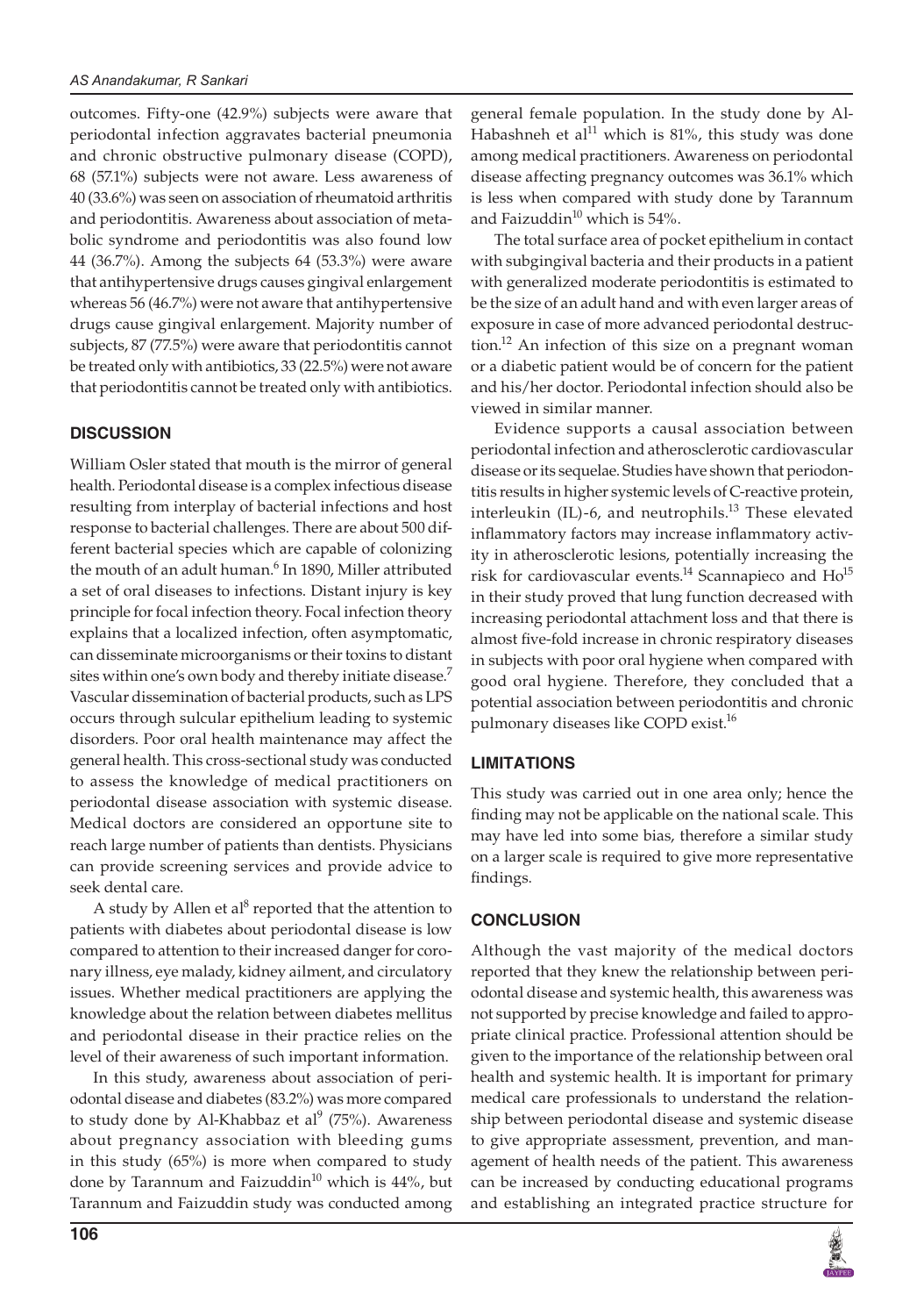outcomes. Fifty-one (42.9%) subjects were aware that periodontal infection aggravates bacterial pneumonia and chronic obstructive pulmonary disease (COPD), 68 (57.1%) subjects were not aware. Less awareness of 40 (33.6%) was seen on association of rheumatoid arthritis and periodontitis. Awareness about association of metabolic syndrome and periodontitis was also found low 44 (36.7%). Among the subjects 64 (53.3%) were aware that antihypertensive drugs causes gingival enlargement whereas 56 (46.7%) were not aware that antihypertensive drugs cause gingival enlargement. Majority number of subjects, 87 (77.5%) were aware that periodontitis cannot be treated only with antibiotics, 33 (22.5%) were not aware that periodontitis cannot be treated only with antibiotics.

## DISCUSSION

William Osler stated that mouth is the mirror of general health. Periodontal disease is a complex infectious disease resulting from interplay of bacterial infections and host response to bacterial challenges. There are about 500 different bacterial species which are capable of colonizing the mouth of an adult human.[6] In 1890, Miller attributed a set of oral diseases to infections. Distant injury is key principle for focal infection theory. Focal infection theory explains that a localized infection, often asymptomatic, can disseminate microorganisms or their toxins to distant sites within one's own body and thereby initiate disease.[7] Vascular dissemination of bacterial products, such as LPS occurs through sulcular epithelium leading to systemic disorders. Poor oral health maintenance may affect the general health. This cross-sectional study was conducted to assess the knowledge of medical practitioners on periodontal disease association with systemic disease. Medical doctors are considered an opportune site to reach large number of patients than dentists. Physicians can provide screening services and provide advice to seek dental care.

A study by Allen et al[8] reported that the attention to patients with diabetes about periodontal disease is low compared to attention to their increased danger for coronary illness, eye malady, kidney ailment, and circulatory issues. Whether medical practitioners are applying the knowledge about the relation between diabetes mellitus and periodontal disease in their practice relies on the level of their awareness of such important information.

In this study, awareness about association of periodontal disease and diabetes (83.2%) was more compared to study done by Al-Khabbaz et al[9] (75%). Awareness about pregnancy association with bleeding gums in this study (65%) is more when compared to study done by Tarannum and Faizuddin[10] which is 44%, but Tarannum and Faizuddin study was conducted among general female population. In the study done by Al-Habashneh et al[11] which is 81%, this study was done among medical practitioners. Awareness on periodontal disease affecting pregnancy outcomes was 36.1% which is less when compared with study done by Tarannum and Faizuddin[10] which is 54%.

The total surface area of pocket epithelium in contact with subgingival bacteria and their products in a patient with generalized moderate periodontitis is estimated to be the size of an adult hand and with even larger areas of exposure in case of more advanced periodontal destruction.[12] An infection of this size on a pregnant woman or a diabetic patient would be of concern for the patient and his/her doctor. Periodontal infection should also be viewed in similar manner.

Evidence supports a causal association between periodontal infection and atherosclerotic cardiovascular disease or its sequelae. Studies have shown that periodontitis results in higher systemic levels of C-reactive protein, interleukin (IL)-6, and neutrophils.[13] These elevated inflammatory factors may increase inflammatory activity in atherosclerotic lesions, potentially increasing the risk for cardiovascular events.[14] Scannapieco and Ho[15] in their study proved that lung function decreased with increasing periodontal attachment loss and that there is almost five-fold increase in chronic respiratory diseases in subjects with poor oral hygiene when compared with good oral hygiene. Therefore, they concluded that a potential association between periodontitis and chronic pulmonary diseases like COPD exist.[16]

## LIMITATIONS

This study was carried out in one area only; hence the finding may not be applicable on the national scale. This may have led into some bias, therefore a similar study on a larger scale is required to give more representative findings.

## CONCLUSION

Although the vast majority of the medical doctors reported that they knew the relationship between periodontal disease and systemic health, this awareness was not supported by precise knowledge and failed to appropriate clinical practice. Professional attention should be given to the importance of the relationship between oral health and systemic health. It is important for primary medical care professionals to understand the relationship between periodontal disease and systemic disease to give appropriate assessment, prevention, and management of health needs of the patient. This awareness can be increased by conducting educational programs and establishing an integrated practice structure for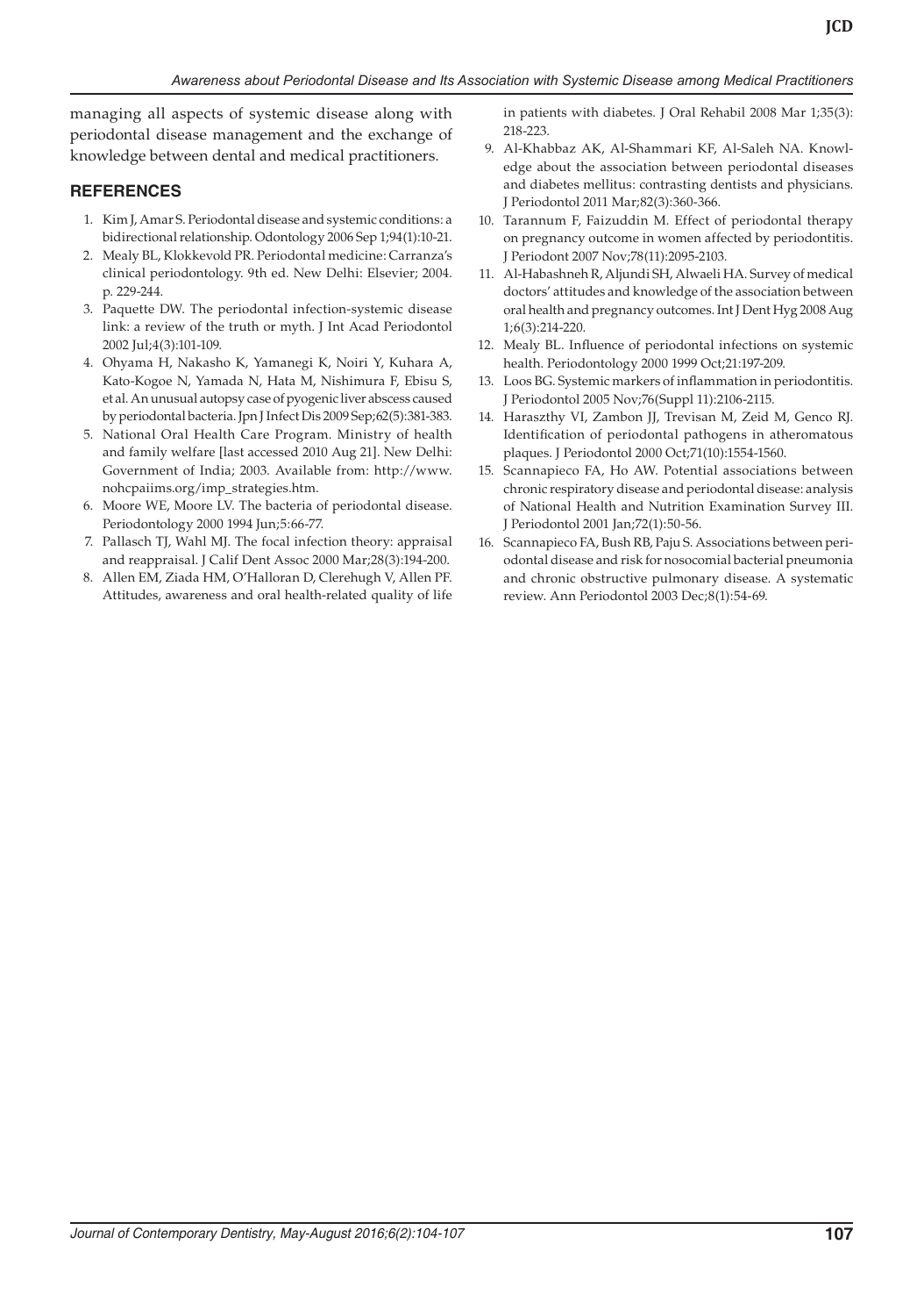managing all aspects of systemic disease along with periodontal disease management and the exchange of knowledge between dental and medical practitioners.

## REFERENCES

1. Kim J, Amar S. Periodontal disease and systemic conditions: a bidirectional relationship. Odontology 2006 Sep 1;94(1):10-21.
2. Mealy BL, Klokkevold PR. Periodontal medicine: Carranza's clinical periodontology. 9th ed. New Delhi: Elsevier; 2004. p. 229-244.
3. Paquette DW. The periodontal infection-systemic disease link: a review of the truth or myth. J Int Acad Periodontol 2002 Jul;4(3):101-109.
4. Ohyama H, Nakasho K, Yamanegi K, Noiri Y, Kuhara A, Kato-Kogoe N, Yamada N, Hata M, Nishimura F, Ebisu S, et al. An unusual autopsy case of pyogenic liver abscess caused by periodontal bacteria. Jpn J Infect Dis 2009 Sep;62(5):381-383.
5. National Oral Health Care Program. Ministry of health and family welfare [last accessed 2010 Aug 21]. New Delhi: Government of India; 2003. Available from: http://www.nohcpaiims.org/imp_strategies.htm.
6. Moore WE, Moore LV. The bacteria of periodontal disease. Periodontology 2000 1994 Jun;5:66-77.
7. Pallasch TJ, Wahl MJ. The focal infection theory: appraisal and reappraisal. J Calif Dent Assoc 2000 Mar;28(3):194-200.
8. Allen EM, Ziada HM, O'Halloran D, Clerehugh V, Allen PF. Attitudes, awareness and oral health-related quality of life in patients with diabetes. J Oral Rehabil 2008 Mar 1;35(3): 218-223.
9. Al-Khabbaz AK, Al-Shammari KF, Al-Saleh NA. Knowledge about the association between periodontal diseases and diabetes mellitus: contrasting dentists and physicians. J Periodontol 2011 Mar;82(3):360-366.
10. Tarannum F, Faizuddin M. Effect of periodontal therapy on pregnancy outcome in women affected by periodontitis. J Periodont 2007 Nov;78(11):2095-2103.
11. Al-Habashneh R, Aljundi SH, Alwaeli HA. Survey of medical doctors' attitudes and knowledge of the association between oral health and pregnancy outcomes. Int J Dent Hyg 2008 Aug 1;6(3):214-220.
12. Mealy BL. Influence of periodontal infections on systemic health. Periodontology 2000 1999 Oct;21:197-209.
13. Loos BG. Systemic markers of inflammation in periodontitis. J Periodontol 2005 Nov;76(Suppl 11):2106-2115.
14. Haraszthy VI, Zambon JJ, Trevisan M, Zeid M, Genco RJ. Identification of periodontal pathogens in atheromatous plaques. J Periodontol 2000 Oct;71(10):1554-1560.
15. Scannapieco FA, Ho AW. Potential associations between chronic respiratory disease and periodontal disease: analysis of National Health and Nutrition Examination Survey III. J Periodontol 2001 Jan;72(1):50-56.
16. Scannapieco FA, Bush RB, Paju S. Associations between periodontal disease and risk for nosocomial bacterial pneumonia and chronic obstructive pulmonary disease. A systematic review. Ann Periodontol 2003 Dec;8(1):54-69.